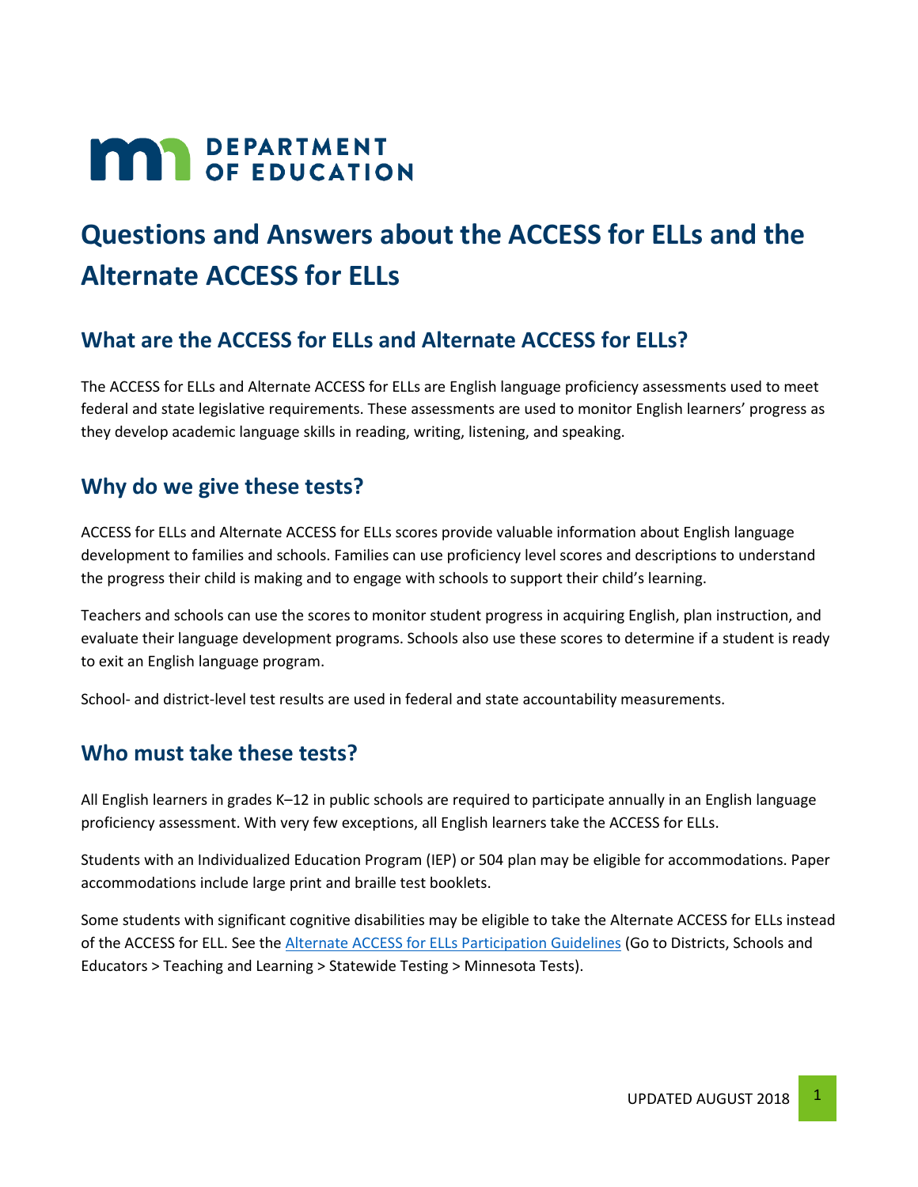DEPARTMENT OF EDUCATION

# Questions and Answers about the ACCESS for ELLs and the Alternate ACCESS for ELLs

## What are the ACCESS for ELLs and Alternate ACCESS for ELLs?

The ACCESS for ELLs and Alternate ACCESS for ELLs are English language proficiency assessments used to meet federal and state legislative requirements. These assessments are used to monitor English learners' progress as they develop academic language skills in reading, writing, listening, and speaking.

## Why do we give these tests?

ACCESS for ELLs and Alternate ACCESS for ELLs scores provide valuable information about English language development to families and schools. Families can use proficiency level scores and descriptions to understand the progress their child is making and to engage with schools to support their child's learning.

Teachers and schools can use the scores to monitor student progress in acquiring English, plan instruction, and evaluate their language development programs. Schools also use these scores to determine if a student is ready to exit an English language program.

School- and district-level test results are used in federal and state accountability measurements.

## Who must take these tests?

All English learners in grades K–12 in public schools are required to participate annually in an English language proficiency assessment. With very few exceptions, all English learners take the ACCESS for ELLs.

Students with an Individualized Education Program (IEP) or 504 plan may be eligible for accommodations. Paper accommodations include large print and braille test booklets.

Some students with significant cognitive disabilities may be eligible to take the Alternate ACCESS for ELLs instead of the ACCESS for ELL. See the Alternate ACCESS for ELLs Participation Guidelines (Go to Districts, Schools and Educators > Teaching and Learning > Statewide Testing > Minnesota Tests).

UPDATED AUGUST 2018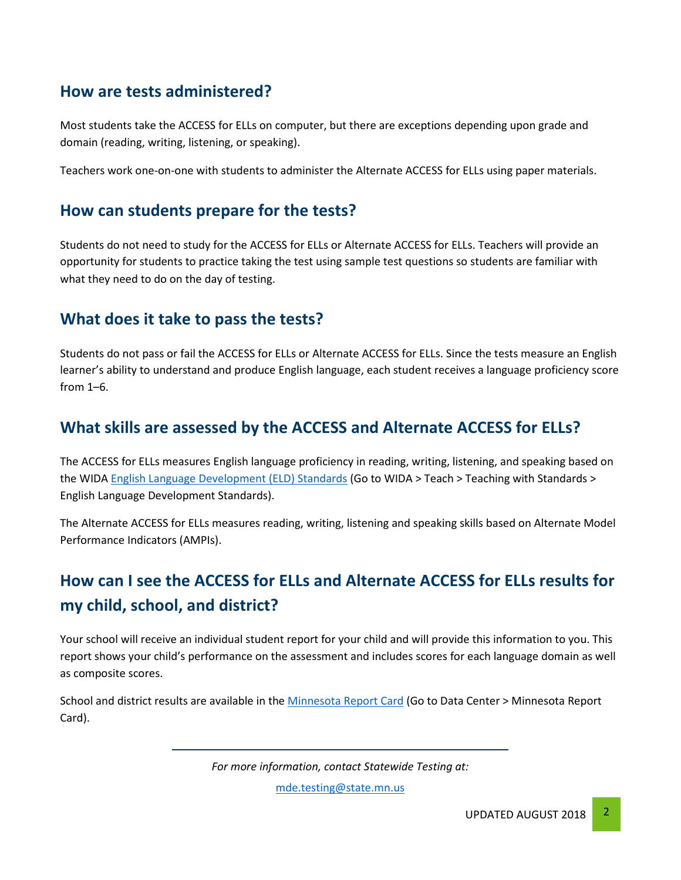## How are tests administered?

Most students take the ACCESS for ELLs on computer, but there are exceptions depending upon grade and domain (reading, writing, listening, or speaking).

Teachers work one-on-one with students to administer the Alternate ACCESS for ELLs using paper materials.

## How can students prepare for the tests?

Students do not need to study for the ACCESS for ELLs or Alternate ACCESS for ELLs. Teachers will provide an opportunity for students to practice taking the test using sample test questions so students are familiar with what they need to do on the day of testing.

## What does it take to pass the tests?

Students do not pass or fail the ACCESS for ELLs or Alternate ACCESS for ELLs. Since the tests measure an English learner's ability to understand and produce English language, each student receives a language proficiency score from 1–6.

## What skills are assessed by the ACCESS and Alternate ACCESS for ELLs?

The ACCESS for ELLs measures English language proficiency in reading, writing, listening, and speaking based on the WIDA English Language Development (ELD) Standards (Go to WIDA > Teach > Teaching with Standards > English Language Development Standards).

The Alternate ACCESS for ELLs measures reading, writing, listening and speaking skills based on Alternate Model Performance Indicators (AMPIs).

## How can I see the ACCESS for ELLs and Alternate ACCESS for ELLs results for my child, school, and district?

Your school will receive an individual student report for your child and will provide this information to you. This report shows your child's performance on the assessment and includes scores for each language domain as well as composite scores.

School and district results are available in the Minnesota Report Card (Go to Data Center > Minnesota Report Card).

---

*For more information, contact Statewide Testing at:*

mde.testing@state.mn.us

UPDATED AUGUST 2018